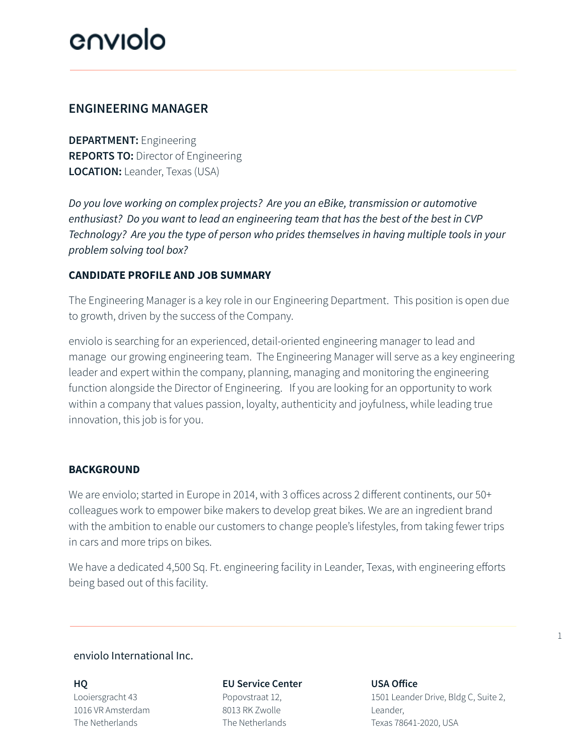# enviolo

## ENGINEERING MANAGER

**DEPARTMENT:** Engineering
**REPORTS TO:** Director of Engineering
**LOCATION:** Leander, Texas (USA)

*Do you love working on complex projects? Are you an eBike, transmission or automotive enthusiast? Do you want to lead an engineering team that has the best of the best in CVP Technology? Are you the type of person who prides themselves in having multiple tools in your problem solving tool box?*

### CANDIDATE PROFILE AND JOB SUMMARY

The Engineering Manager is a key role in our Engineering Department. This position is open due to growth, driven by the success of the Company.

enviolo is searching for an experienced, detail-oriented engineering manager to lead and manage our growing engineering team. The Engineering Manager will serve as a key engineering leader and expert within the company, planning, managing and monitoring the engineering function alongside the Director of Engineering. If you are looking for an opportunity to work within a company that values passion, loyalty, authenticity and joyfulness, while leading true innovation, this job is for you.

### BACKGROUND

We are enviolo; started in Europe in 2014, with 3 offices across 2 different continents, our 50+ colleagues work to empower bike makers to develop great bikes. We are an ingredient brand with the ambition to enable our customers to change people's lifestyles, from taking fewer trips in cars and more trips on bikes.

We have a dedicated 4,500 Sq. Ft. engineering facility in Leander, Texas, with engineering efforts being based out of this facility.

enviolo International Inc.

**HQ**
Looiersgracht 43
1016 VR Amsterdam
The Netherlands

**EU Service Center**
Popovstraat 12,
8013 RK Zwolle
The Netherlands

**USA Office**
1501 Leander Drive, Bldg C, Suite 2,
Leander,
Texas 78641-2020, USA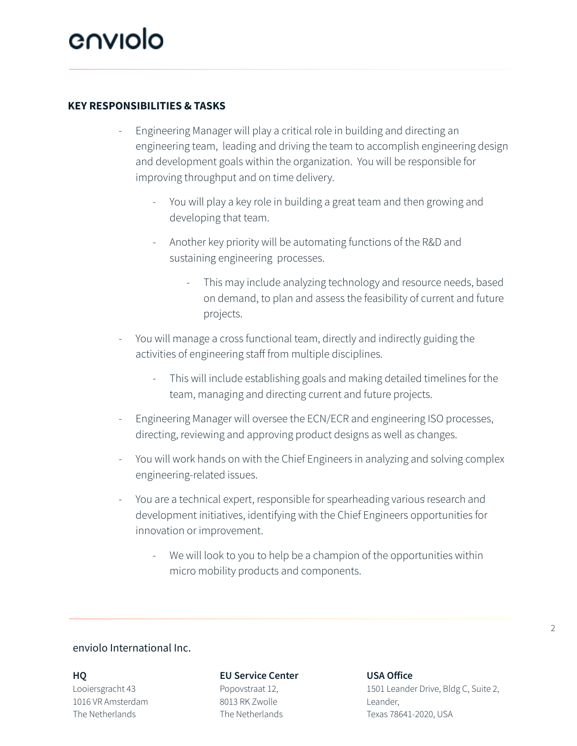## KEY RESPONSIBILITIES & TASKS

- Engineering Manager will play a critical role in building and directing an engineering team, leading and driving the team to accomplish engineering design and development goals within the organization. You will be responsible for improving throughput and on time delivery.
  - You will play a key role in building a great team and then growing and developing that team.
  - Another key priority will be automating functions of the R&D and sustaining engineering processes.
    - This may include analyzing technology and resource needs, based on demand, to plan and assess the feasibility of current and future projects.
- You will manage a cross functional team, directly and indirectly guiding the activities of engineering staff from multiple disciplines.
  - This will include establishing goals and making detailed timelines for the team, managing and directing current and future projects.
- Engineering Manager will oversee the ECN/ECR and engineering ISO processes, directing, reviewing and approving product designs as well as changes.
- You will work hands on with the Chief Engineers in analyzing and solving complex engineering-related issues.
- You are a technical expert, responsible for spearheading various research and development initiatives, identifying with the Chief Engineers opportunities for innovation or improvement.
  - We will look to you to help be a champion of the opportunities within micro mobility products and components.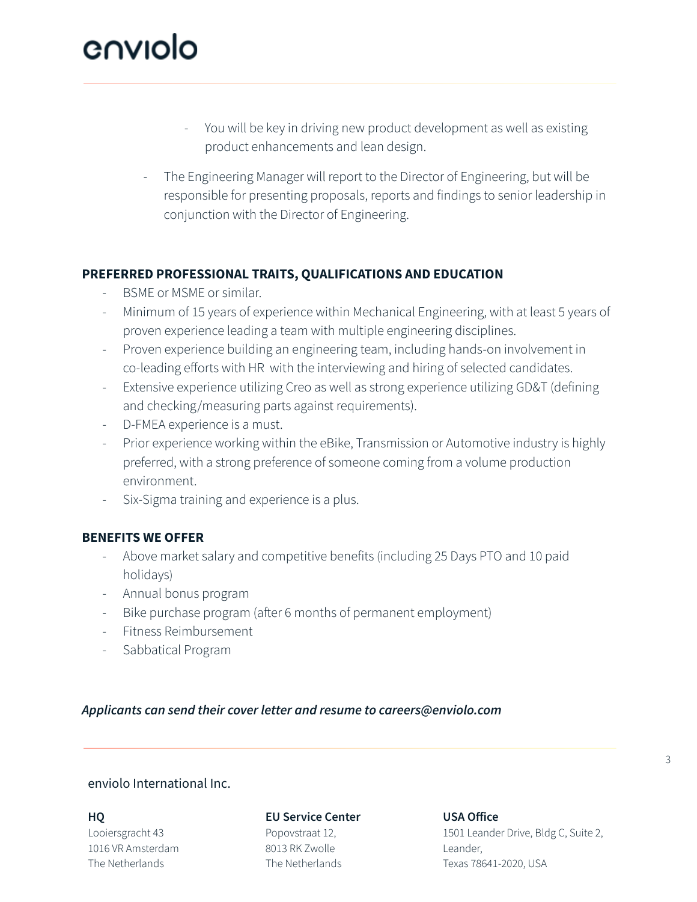- You will be key in driving new product development as well as existing product enhancements and lean design.

- The Engineering Manager will report to the Director of Engineering, but will be responsible for presenting proposals, reports and findings to senior leadership in conjunction with the Director of Engineering.

**PREFERRED PROFESSIONAL TRAITS, QUALIFICATIONS AND EDUCATION**

- BSME or MSME or similar.
- Minimum of 15 years of experience within Mechanical Engineering, with at least 5 years of proven experience leading a team with multiple engineering disciplines.
- Proven experience building an engineering team, including hands-on involvement in co-leading efforts with HR with the interviewing and hiring of selected candidates.
- Extensive experience utilizing Creo as well as strong experience utilizing GD&T (defining and checking/measuring parts against requirements).
- D-FMEA experience is a must.
- Prior experience working within the eBike, Transmission or Automotive industry is highly preferred, with a strong preference of someone coming from a volume production environment.
- Six-Sigma training and experience is a plus.

**BENEFITS WE OFFER**

- Above market salary and competitive benefits (including 25 Days PTO and 10 paid holidays)
- Annual bonus program
- Bike purchase program (after 6 months of permanent employment)
- Fitness Reimbursement
- Sabbatical Program

***Applicants can send their cover letter and resume to careers@enviolo.com***

enviolo International Inc.

**HQ**
Looiersgracht 43
1016 VR Amsterdam
The Netherlands

**EU Service Center**
Popovstraat 12,
8013 RK Zwolle
The Netherlands

**USA Office**
1501 Leander Drive, Bldg C, Suite 2,
Leander,
Texas 78641-2020, USA